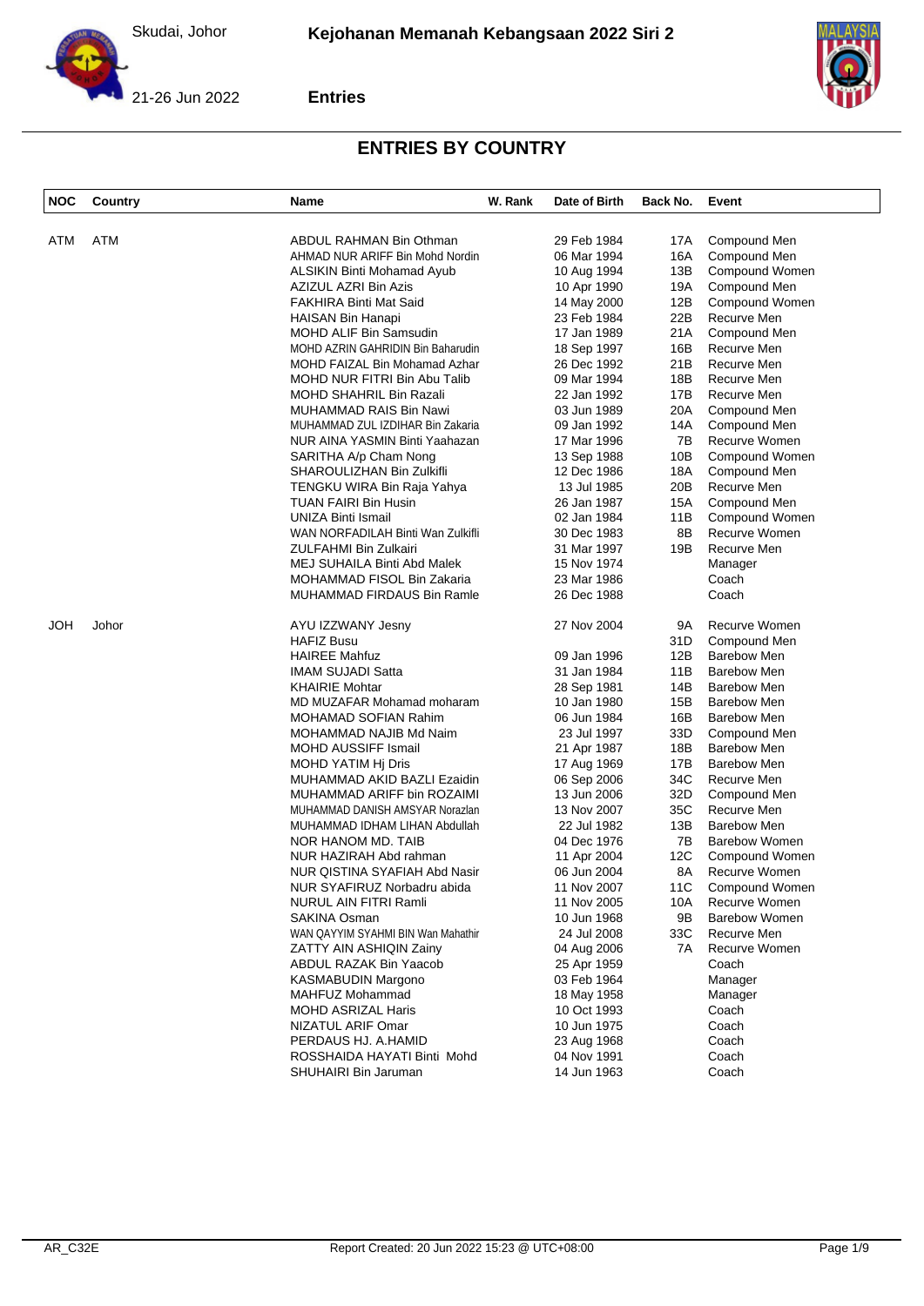# Kejohanan Memanah Kebangsaan 2022 Siri 2

Skudai, Johor

21-26 Jun 2022

**Entries**

## ENTRIES BY COUNTRY

| NOC | Country | Name | W. Rank | Date of Birth | Back No. | Event |
|---|---|---|---|---|---|---|
| ATM | ATM | ABDUL RAHMAN Bin Othman | | 29 Feb 1984 | 17A | Compound Men |
| | | AHMAD NUR ARIFF Bin Mohd Nordin | | 06 Mar 1994 | 16A | Compound Men |
| | | ALSIKIN Binti Mohamad Ayub | | 10 Aug 1994 | 13B | Compound Women |
| | | AZIZUL AZRI Bin Azis | | 10 Apr 1990 | 19A | Compound Men |
| | | FAKHIRA Binti Mat Said | | 14 May 2000 | 12B | Compound Women |
| | | HAISAN Bin Hanapi | | 23 Feb 1984 | 22B | Recurve Men |
| | | MOHD ALIF Bin Samsudin | | 17 Jan 1989 | 21A | Compound Men |
| | | MOHD AZRIN GAHRIDIN Bin Baharudin | | 18 Sep 1997 | 16B | Recurve Men |
| | | MOHD FAIZAL Bin Mohamad Azhar | | 26 Dec 1992 | 21B | Recurve Men |
| | | MOHD NUR FITRI Bin Abu Talib | | 09 Mar 1994 | 18B | Recurve Men |
| | | MOHD SHAHRIL Bin Razali | | 22 Jan 1992 | 17B | Recurve Men |
| | | MUHAMMAD RAIS Bin Nawi | | 03 Jun 1989 | 20A | Compound Men |
| | | MUHAMMAD ZUL IZDIHAR Bin Zakaria | | 09 Jan 1992 | 14A | Compound Men |
| | | NUR AINA YASMIN Binti Yaahazan | | 17 Mar 1996 | 7B | Recurve Women |
| | | SARITHA A/p Cham Nong | | 13 Sep 1988 | 10B | Compound Women |
| | | SHAROULIZHAN Bin Zulkifli | | 12 Dec 1986 | 18A | Compound Men |
| | | TENGKU WIRA Bin Raja Yahya | | 13 Jul 1985 | 20B | Recurve Men |
| | | TUAN FAIRI Bin Husin | | 26 Jan 1987 | 15A | Compound Men |
| | | UNIZA Binti Ismail | | 02 Jan 1984 | 11B | Compound Women |
| | | WAN NORFADILAH Binti Wan Zulkifli | | 30 Dec 1983 | 8B | Recurve Women |
| | | ZULFAHMI Bin Zulkairi | | 31 Mar 1997 | 19B | Recurve Men |
| | | MEJ SUHAILA Binti Abd Malek | | 15 Nov 1974 | | Manager |
| | | MOHAMMAD FISOL Bin Zakaria | | 23 Mar 1986 | | Coach |
| | | MUHAMMAD FIRDAUS Bin Ramle | | 26 Dec 1988 | | Coach |
| JOH | Johor | AYU IZZWANY Jesny | | 27 Nov 2004 | 9A | Recurve Women |
| | | HAFIZ Busu | | | 31D | Compound Men |
| | | HAIREE Mahfuz | | 09 Jan 1996 | 12B | Barebow Men |
| | | IMAM SUJADI Satta | | 31 Jan 1984 | 11B | Barebow Men |
| | | KHAIRIE Mohtar | | 28 Sep 1981 | 14B | Barebow Men |
| | | MD MUZAFAR Mohamad moharam | | 10 Jan 1980 | 15B | Barebow Men |
| | | MOHAMAD SOFIAN Rahim | | 06 Jun 1984 | 16B | Barebow Men |
| | | MOHAMMAD NAJIB Md Naim | | 23 Jul 1997 | 33D | Compound Men |
| | | MOHD AUSSIFF Ismail | | 21 Apr 1987 | 18B | Barebow Men |
| | | MOHD YATIM Hj Dris | | 17 Aug 1969 | 17B | Barebow Men |
| | | MUHAMMAD AKID BAZLI Ezaidin | | 06 Sep 2006 | 34C | Recurve Men |
| | | MUHAMMAD ARIFF bin ROZAIMI | | 13 Jun 2006 | 32D | Compound Men |
| | | MUHAMMAD DANISH AMSYAR Norazlan | | 13 Nov 2007 | 35C | Recurve Men |
| | | MUHAMMAD IDHAM LIHAN Abdullah | | 22 Jul 1982 | 13B | Barebow Men |
| | | NOR HANOM MD. TAIB | | 04 Dec 1976 | 7B | Barebow Women |
| | | NUR HAZIRAH Abd rahman | | 11 Apr 2004 | 12C | Compound Women |
| | | NUR QISTINA SYAFIAH Abd Nasir | | 06 Jun 2004 | 8A | Recurve Women |
| | | NUR SYAFIRUZ Norbadru abida | | 11 Nov 2007 | 11C | Compound Women |
| | | NURUL AIN FITRI Ramli | | 11 Nov 2005 | 10A | Recurve Women |
| | | SAKINA Osman | | 10 Jun 1968 | 9B | Barebow Women |
| | | WAN QAYYIM SYAHMI BIN Wan Mahathir | | 24 Jul 2008 | 33C | Recurve Men |
| | | ZATTY AIN ASHIQIN Zainy | | 04 Aug 2006 | 7A | Recurve Women |
| | | ABDUL RAZAK Bin Yaacob | | 25 Apr 1959 | | Coach |
| | | KASMABUDIN Margono | | 03 Feb 1964 | | Manager |
| | | MAHFUZ Mohammad | | 18 May 1958 | | Manager |
| | | MOHD ASRIZAL Haris | | 10 Oct 1993 | | Coach |
| | | NIZATUL ARIF Omar | | 10 Jun 1975 | | Coach |
| | | PERDAUS HJ. A.HAMID | | 23 Aug 1968 | | Coach |
| | | ROSSHAIDA HAYATI Binti Mohd | | 04 Nov 1991 | | Coach |
| | | SHUHAIRI Bin Jaruman | | 14 Jun 1963 | | Coach |

AR_C32E Report Created: 20 Jun 2022 15:23 @ UTC+08:00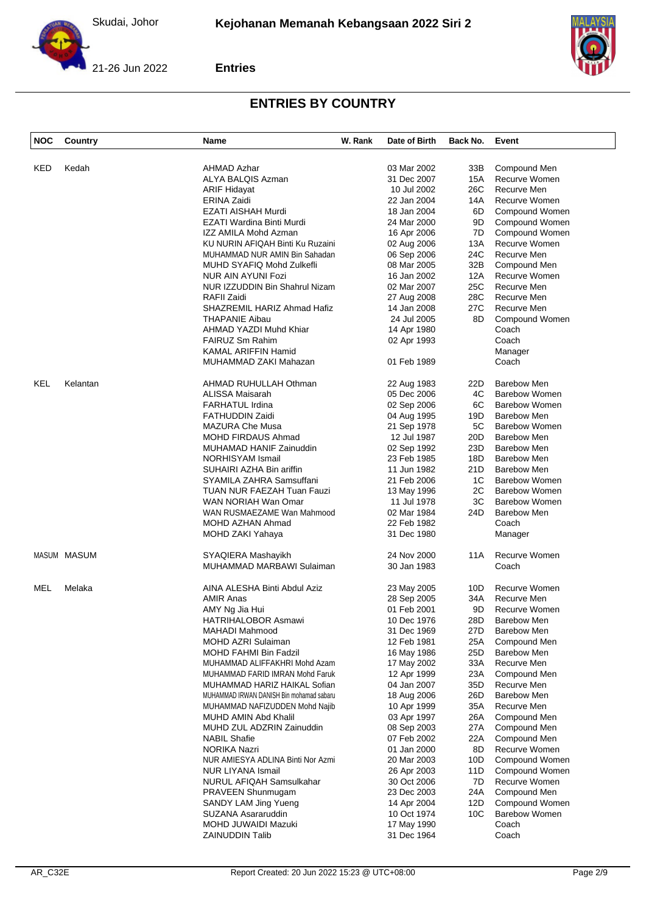# ENTRIES BY COUNTRY

| NOC | Country | Name | W. Rank | Date of Birth | Back No. | Event |
|---|---|---|---|---|---|---|
| KED | Kedah | AHMAD Azhar | | 03 Mar 2002 | 33B | Compound Men |
| | | ALYA BALQIS Azman | | 31 Dec 2007 | 15A | Recurve Women |
| | | ARIF Hidayat | | 10 Jul 2002 | 26C | Recurve Men |
| | | ERINA Zaidi | | 22 Jan 2004 | 14A | Recurve Women |
| | | EZATI AISHAH Murdi | | 18 Jan 2004 | 6D | Compound Women |
| | | EZATI Wardina Binti Murdi | | 24 Mar 2000 | 9D | Compound Women |
| | | IZZ AMILA Mohd Azman | | 16 Apr 2006 | 7D | Compound Women |
| | | KU NURIN AFIQAH Binti Ku Ruzaini | | 02 Aug 2006 | 13A | Recurve Women |
| | | MUHAMMAD NUR AMIN Bin Sahadan | | 06 Sep 2006 | 24C | Recurve Men |
| | | MUHD SYAFIQ Mohd Zulkefli | | 08 Mar 2005 | 32B | Compound Men |
| | | NUR AIN AYUNI Fozi | | 16 Jan 2002 | 12A | Recurve Women |
| | | NUR IZZUDDIN Bin Shahrul Nizam | | 02 Mar 2007 | 25C | Recurve Men |
| | | RAFII Zaidi | | 27 Aug 2008 | 28C | Recurve Men |
| | | SHAZREMIL HARIZ Ahmad Hafiz | | 14 Jan 2008 | 27C | Recurve Men |
| | | THAPANIE Aibau | | 24 Jul 2005 | 8D | Compound Women |
| | | AHMAD YAZDI Muhd Khiar | | 14 Apr 1980 | | Coach |
| | | FAIRUZ Sm Rahim | | 02 Apr 1993 | | Coach |
| | | KAMAL ARIFFIN Hamid | | | | Manager |
| | | MUHAMMAD ZAKI Mahazan | | 01 Feb 1989 | | Coach |
| KEL | Kelantan | AHMAD RUHULLAH Othman | | 22 Aug 1983 | 22D | Barebow Men |
| | | ALISSA Maisarah | | 05 Dec 2006 | 4C | Barebow Women |
| | | FARHATUL Irdina | | 02 Sep 2006 | 6C | Barebow Women |
| | | FATHUDDIN Zaidi | | 04 Aug 1995 | 19D | Barebow Men |
| | | MAZURA Che Musa | | 21 Sep 1978 | 5C | Barebow Women |
| | | MOHD FIRDAUS Ahmad | | 12 Jul 1987 | 20D | Barebow Men |
| | | MUHAMAD HANIF Zainuddin | | 02 Sep 1992 | 23D | Barebow Men |
| | | NORHISYAM Ismail | | 23 Feb 1985 | 18D | Barebow Men |
| | | SUHAIRI AZHA Bin ariffin | | 11 Jun 1982 | 21D | Barebow Men |
| | | SYAMILA ZAHRA Samsuffani | | 21 Feb 2006 | 1C | Barebow Women |
| | | TUAN NUR FAEZAH Tuan Fauzi | | 13 May 1996 | 2C | Barebow Women |
| | | WAN NORIAH Wan Omar | | 11 Jul 1978 | 3C | Barebow Women |
| | | WAN RUSMAEZAME Wan Mahmood | | 02 Mar 1984 | 24D | Barebow Men |
| | | MOHD AZHAN Ahmad | | 22 Feb 1982 | | Coach |
| | | MOHD ZAKI Yahaya | | 31 Dec 1980 | | Manager |
| MASUM | MASUM | SYAQIERA Mashayikh | | 24 Nov 2000 | 11A | Recurve Women |
| | | MUHAMMAD MARBAWI Sulaiman | | 30 Jan 1983 | | Coach |
| MEL | Melaka | AINA ALESHA Binti Abdul Aziz | | 23 May 2005 | 10D | Recurve Women |
| | | AMIR Anas | | 28 Sep 2005 | 34A | Recurve Men |
| | | AMY Ng Jia Hui | | 01 Feb 2001 | 9D | Recurve Women |
| | | HATRIHALOBOR Asmawi | | 10 Dec 1976 | 28D | Barebow Men |
| | | MAHADI Mahmood | | 31 Dec 1969 | 27D | Barebow Men |
| | | MOHD AZRI Sulaiman | | 12 Feb 1981 | 25A | Compound Men |
| | | MOHD FAHMI Bin Fadzil | | 16 May 1986 | 25D | Barebow Men |
| | | MUHAMMAD ALIFFAKHRI Mohd Azam | | 17 May 2002 | 33A | Recurve Men |
| | | MUHAMMAD FARID IMRAN Mohd Faruk | | 12 Apr 1999 | 23A | Compound Men |
| | | MUHAMMAD HARIZ HAIKAL Sofian | | 04 Jan 2007 | 35D | Recurve Men |
| | | MUHAMMAD IRWAN DANISH Bin mohamad sabaru | | 18 Aug 2006 | 26D | Barebow Men |
| | | MUHAMMAD NAFIZUDDEN Mohd Najib | | 10 Apr 1999 | 35A | Recurve Men |
| | | MUHD AMIN Abd Khalil | | 03 Apr 1997 | 26A | Compound Men |
| | | MUHD ZUL ADZRIN Zainuddin | | 08 Sep 2003 | 27A | Compound Men |
| | | NABIL Shafie | | 07 Feb 2002 | 22A | Compound Men |
| | | NORIKA Nazri | | 01 Jan 2000 | 8D | Recurve Women |
| | | NUR AMIESYA ADLINA Binti Nor Azmi | | 20 Mar 2003 | 10D | Compound Women |
| | | NUR LIYANA Ismail | | 26 Apr 2003 | 11D | Compound Women |
| | | NURUL AFIQAH Samsulkahar | | 30 Oct 2006 | 7D | Recurve Women |
| | | PRAVEEN Shunmugam | | 23 Dec 2003 | 24A | Compound Men |
| | | SANDY LAM Jing Yueng | | 14 Apr 2004 | 12D | Compound Women |
| | | SUZANA Asararuddin | | 10 Oct 1974 | 10C | Barebow Women |
| | | MOHD JUWAIDI Mazuki | | 17 May 1990 | | Coach |
| | | ZAINUDDIN Talib | | 31 Dec 1964 | | Coach |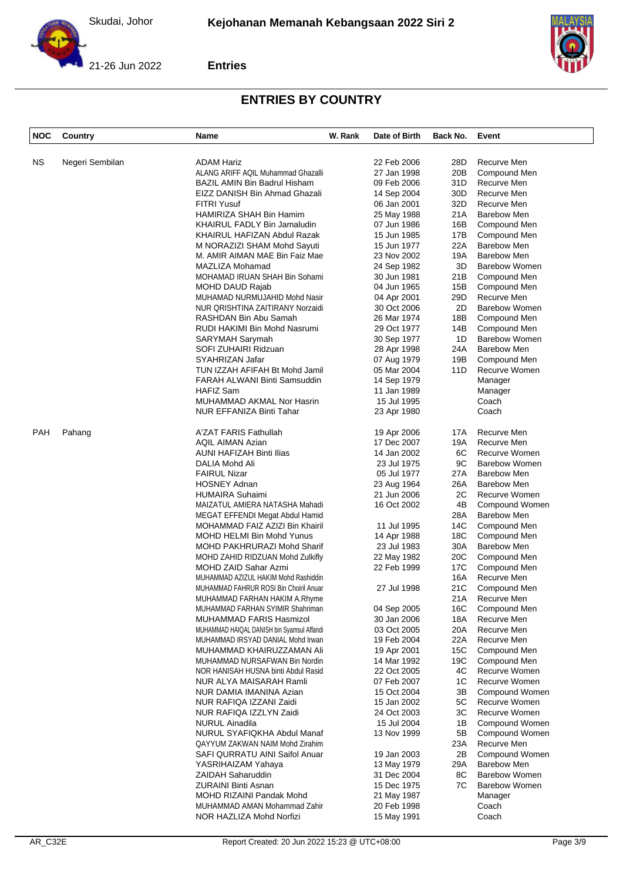## ENTRIES BY COUNTRY

| NOC | Country | Name | W. Rank | Date of Birth | Back No. | Event |
|---|---|---|---|---|---|---|
| NS | Negeri Sembilan | ADAM Hariz | | 22 Feb 2006 | 28D | Recurve Men |
| | | ALANG ARIFF AQIL Muhammad Ghazalli | | 27 Jan 1998 | 20B | Compound Men |
| | | BAZIL AMIN Bin Badrul Hisham | | 09 Feb 2006 | 31D | Recurve Men |
| | | EIZZ DANISH Bin Ahmad Ghazali | | 14 Sep 2004 | 30D | Recurve Men |
| | | FITRI Yusuf | | 06 Jan 2001 | 32D | Recurve Men |
| | | HAMIRIZA SHAH Bin Hamim | | 25 May 1988 | 21A | Barebow Men |
| | | KHAIRUL FADLY Bin Jamaludin | | 07 Jun 1986 | 16B | Compound Men |
| | | KHAIRUL HAFIZAN Abdul Razak | | 15 Jun 1985 | 17B | Compound Men |
| | | M NORAZIZI SHAM Mohd Sayuti | | 15 Jun 1977 | 22A | Barebow Men |
| | | M. AMIR AIMAN MAE Bin Faiz Mae | | 23 Nov 2002 | 19A | Barebow Men |
| | | MAZLIZA Mohamad | | 24 Sep 1982 | 3D | Barebow Women |
| | | MOHAMAD IRUAN SHAH Bin Sohami | | 30 Jun 1981 | 21B | Compound Men |
| | | MOHD DAUD Rajab | | 04 Jun 1965 | 15B | Compound Men |
| | | MUHAMAD NURMUJAHID Mohd Nasir | | 04 Apr 2001 | 29D | Recurve Men |
| | | NUR QRISHTINA ZAITIRANY Norzaidi | | 30 Oct 2006 | 2D | Barebow Women |
| | | RASHDAN Bin Abu Samah | | 26 Mar 1974 | 18B | Compound Men |
| | | RUDI HAKIMI Bin Mohd Nasrumi | | 29 Oct 1977 | 14B | Compound Men |
| | | SARYMAH Sarymah | | 30 Sep 1977 | 1D | Barebow Women |
| | | SOFI ZUHAIRI Ridzuan | | 28 Apr 1998 | 24A | Barebow Men |
| | | SYAHRIZAN Jafar | | 07 Aug 1979 | 19B | Compound Men |
| | | TUN IZZAH AFIFAH Bt Mohd Jamil | | 05 Mar 2004 | 11D | Recurve Women |
| | | FARAH ALWANI Binti Samsuddin | | 14 Sep 1979 | | Manager |
| | | HAFIZ Sam | | 11 Jan 1989 | | Manager |
| | | MUHAMMAD AKMAL Nor Hasrin | | 15 Jul 1995 | | Coach |
| | | NUR EFFANIZA Binti Tahar | | 23 Apr 1980 | | Coach |
| PAH | Pahang | A'ZAT FARIS Fathullah | | 19 Apr 2006 | 17A | Recurve Men |
| | | AQIL AIMAN Azian | | 17 Dec 2007 | 19A | Recurve Men |
| | | AUNI HAFIZAH Binti Ilias | | 14 Jan 2002 | 6C | Recurve Women |
| | | DALIA Mohd Ali | | 23 Jul 1975 | 9C | Barebow Women |
| | | FAIRUL Nizar | | 05 Jul 1977 | 27A | Barebow Men |
| | | HOSNEY Adnan | | 23 Aug 1964 | 26A | Barebow Men |
| | | HUMAIRA Suhaimi | | 21 Jun 2006 | 2C | Recurve Women |
| | | MAIZATUL AMIERA NATASHA Mahadi | | 16 Oct 2002 | 4B | Compound Women |
| | | MEGAT EFFENDI Megat Abdul Hamid | | | 28A | Barebow Men |
| | | MOHAMMAD FAIZ AZIZI Bin Khairil | | 11 Jul 1995 | 14C | Compound Men |
| | | MOHD HELMI Bin Mohd Yunus | | 14 Apr 1988 | 18C | Compound Men |
| | | MOHD PAKHRURAZI Mohd Sharif | | 23 Jul 1983 | 30A | Barebow Men |
| | | MOHD ZAHID RIDZUAN Mohd Zulkifly | | 22 May 1982 | 20C | Compound Men |
| | | MOHD ZAID Sahar Azmi | | 22 Feb 1999 | 17C | Compound Men |
| | | MUHAMMAD AZIZUL HAKIM Mohd Rashiddin | | | 16A | Recurve Men |
| | | MUHAMMAD FAHRUR ROSI Bin Choiril Anuar | | 27 Jul 1998 | 21C | Compound Men |
| | | MUHAMMAD FARHAN HAKIM A.Rhyme | | | 21A | Recurve Men |
| | | MUHAMMAD FARHAN SYIMIR Shahriman | | 04 Sep 2005 | 16C | Compound Men |
| | | MUHAMMAD FARIS Hasmizol | | 30 Jan 2006 | 18A | Recurve Men |
| | | MUHAMMAD HAIQAL DANISH bin Syamsul Affandi | | 03 Oct 2005 | 20A | Recurve Men |
| | | MUHAMMAD IRSYAD DANIAL Mohd Irwan | | 19 Feb 2004 | 22A | Recurve Men |
| | | MUHAMMAD KHAIRUZZAMAN Ali | | 19 Apr 2001 | 15C | Compound Men |
| | | MUHAMMAD NURSAFWAN Bin Nordin | | 14 Mar 1992 | 19C | Compound Men |
| | | NOR HANISAH HUSNA binti Abdul Rasid | | 22 Oct 2005 | 4C | Recurve Women |
| | | NUR ALYA MAISARAH Ramli | | 07 Feb 2007 | 1C | Recurve Women |
| | | NUR DAMIA IMANINA Azian | | 15 Oct 2004 | 3B | Compound Women |
| | | NUR RAFIQA IZZANI Zaidi | | 15 Jan 2002 | 5C | Recurve Women |
| | | NUR RAFIQA IZZLYN Zaidi | | 24 Oct 2003 | 3C | Recurve Women |
| | | NURUL Ainadila | | 15 Jul 2004 | 1B | Compound Women |
| | | NURUL SYAFIQKHA Abdul Manaf | | 13 Nov 1999 | 5B | Compound Women |
| | | QAYYUM ZAKWAN NAIM Mohd Zirahim | | | 23A | Recurve Men |
| | | SAFI QURRATU AINI Saifol Anuar | | 19 Jan 2003 | 2B | Compound Women |
| | | YASRIHAIZAM Yahaya | | 13 May 1979 | 29A | Barebow Men |
| | | ZAIDAH Saharuddin | | 31 Dec 2004 | 8C | Barebow Women |
| | | ZURAINI Binti Asnan | | 15 Dec 1975 | 7C | Barebow Women |
| | | MOHD RIZAINI Pandak Mohd | | 21 May 1987 | | Manager |
| | | MUHAMMAD AMAN Mohammad Zahir | | 20 Feb 1998 | | Coach |
| | | NOR HAZLIZA Mohd Norfizi | | 15 May 1991 | | Coach |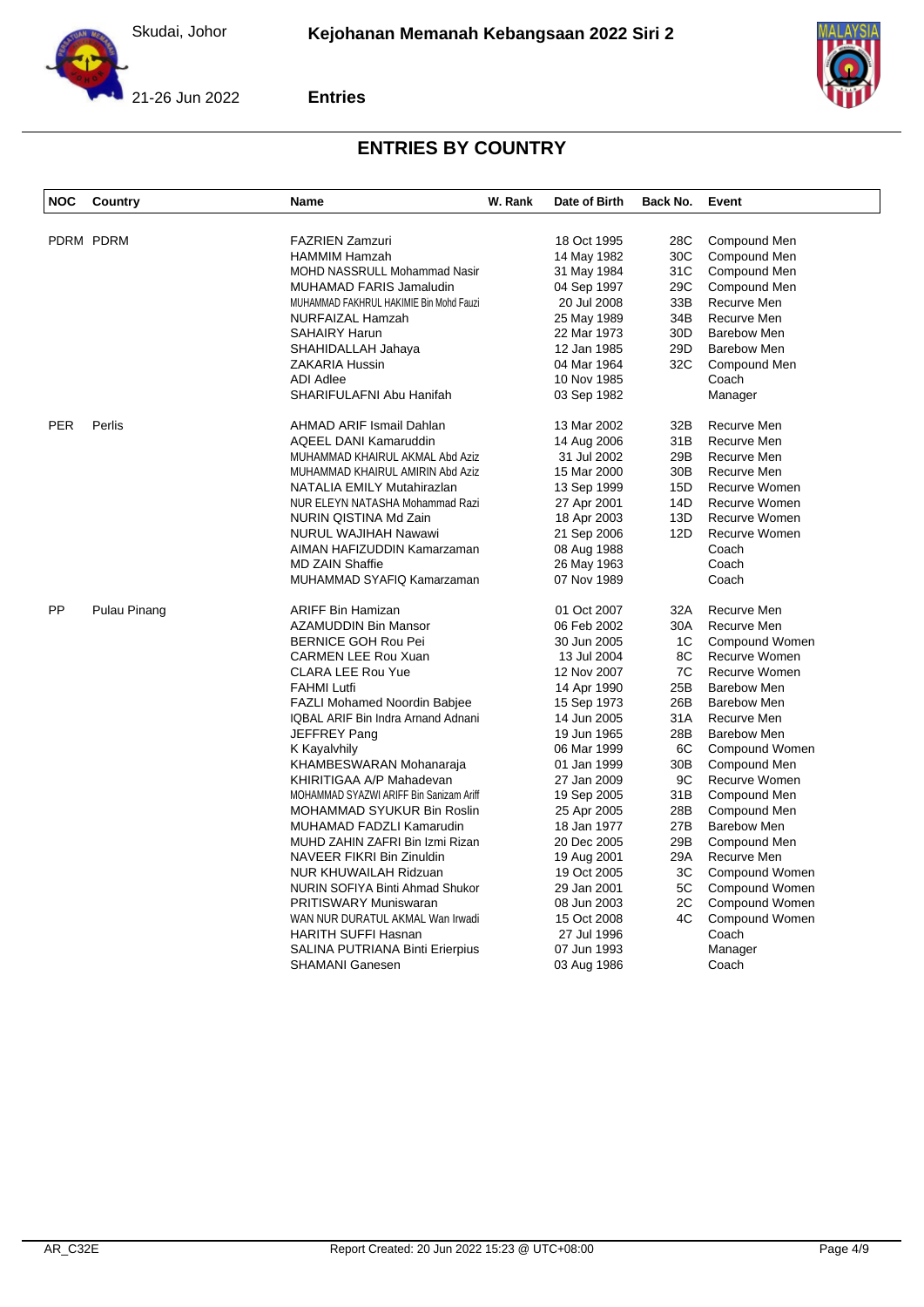## ENTRIES BY COUNTRY

| NOC | Country | Name | W. Rank | Date of Birth | Back No. | Event |
|---|---|---|---|---|---|---|
| PDRM | PDRM | FAZRIEN Zamzuri | | 18 Oct 1995 | 28C | Compound Men |
| | | HAMMIM Hamzah | | 14 May 1982 | 30C | Compound Men |
| | | MOHD NASSRULL Mohammad Nasir | | 31 May 1984 | 31C | Compound Men |
| | | MUHAMAD FARIS Jamaludin | | 04 Sep 1997 | 29C | Compound Men |
| | | MUHAMMAD FAKHRUL HAKIMIE Bin Mohd Fauzi | | 20 Jul 2008 | 33B | Recurve Men |
| | | NURFAIZAL Hamzah | | 25 May 1989 | 34B | Recurve Men |
| | | SAHAIRY Harun | | 22 Mar 1973 | 30D | Barebow Men |
| | | SHAHIDALLAH Jahaya | | 12 Jan 1985 | 29D | Barebow Men |
| | | ZAKARIA Hussin | | 04 Mar 1964 | 32C | Compound Men |
| | | ADI Adlee | | 10 Nov 1985 | | Coach |
| | | SHARIFULAFNI Abu Hanifah | | 03 Sep 1982 | | Manager |
| PER | Perlis | AHMAD ARIF Ismail Dahlan | | 13 Mar 2002 | 32B | Recurve Men |
| | | AQEEL DANI Kamaruddin | | 14 Aug 2006 | 31B | Recurve Men |
| | | MUHAMMAD KHAIRUL AKMAL Abd Aziz | | 31 Jul 2002 | 29B | Recurve Men |
| | | MUHAMMAD KHAIRUL AMIRIN Abd Aziz | | 15 Mar 2000 | 30B | Recurve Men |
| | | NATALIA EMILY Mutahirazlan | | 13 Sep 1999 | 15D | Recurve Women |
| | | NUR ELEYN NATASHA Mohammad Razi | | 27 Apr 2001 | 14D | Recurve Women |
| | | NURIN QISTINA Md Zain | | 18 Apr 2003 | 13D | Recurve Women |
| | | NURUL WAJIHAH Nawawi | | 21 Sep 2006 | 12D | Recurve Women |
| | | AIMAN HAFIZUDDIN Kamarzaman | | 08 Aug 1988 | | Coach |
| | | MD ZAIN Shaffie | | 26 May 1963 | | Coach |
| | | MUHAMMAD SYAFIQ Kamarzaman | | 07 Nov 1989 | | Coach |
| PP | Pulau Pinang | ARIFF Bin Hamizan | | 01 Oct 2007 | 32A | Recurve Men |
| | | AZAMUDDIN Bin Mansor | | 06 Feb 2002 | 30A | Recurve Men |
| | | BERNICE GOH Rou Pei | | 30 Jun 2005 | 1C | Compound Women |
| | | CARMEN LEE Rou Xuan | | 13 Jul 2004 | 8C | Recurve Women |
| | | CLARA LEE Rou Yue | | 12 Nov 2007 | 7C | Recurve Women |
| | | FAHMI Lutfi | | 14 Apr 1990 | 25B | Barebow Men |
| | | FAZLI Mohamed Noordin Babjee | | 15 Sep 1973 | 26B | Barebow Men |
| | | IQBAL ARIF Bin Indra Arnand Adnani | | 14 Jun 2005 | 31A | Recurve Men |
| | | JEFFREY Pang | | 19 Jun 1965 | 28B | Barebow Men |
| | | K Kayalvhily | | 06 Mar 1999 | 6C | Compound Women |
| | | KHAMBESWARAN Mohanaraja | | 01 Jan 1999 | 30B | Compound Men |
| | | KHIRITIGAA A/P Mahadevan | | 27 Jan 2009 | 9C | Recurve Women |
| | | MOHAMMAD SYAZWI ARIFF Bin Sanizam Ariff | | 19 Sep 2005 | 31B | Compound Men |
| | | MOHAMMAD SYUKUR Bin Roslin | | 25 Apr 2005 | 28B | Compound Men |
| | | MUHAMAD FADZLI Kamarudin | | 18 Jan 1977 | 27B | Barebow Men |
| | | MUHD ZAHIN ZAFRI Bin Izmi Rizan | | 20 Dec 2005 | 29B | Compound Men |
| | | NAVEER FIKRI Bin Zinuldin | | 19 Aug 2001 | 29A | Recurve Men |
| | | NUR KHUWAILAH Ridzuan | | 19 Oct 2005 | 3C | Compound Women |
| | | NURIN SOFIYA Binti Ahmad Shukor | | 29 Jan 2001 | 5C | Compound Women |
| | | PRITISWARY Muniswaran | | 08 Jun 2003 | 2C | Compound Women |
| | | WAN NUR DURATUL AKMAL Wan Irwadi | | 15 Oct 2008 | 4C | Compound Women |
| | | HARITH SUFFI Hasnan | | 27 Jul 1996 | | Coach |
| | | SALINA PUTRIANA Binti Erierpius | | 07 Jun 1993 | | Manager |
| | | SHAMANI Ganesen | | 03 Aug 1986 | | Coach |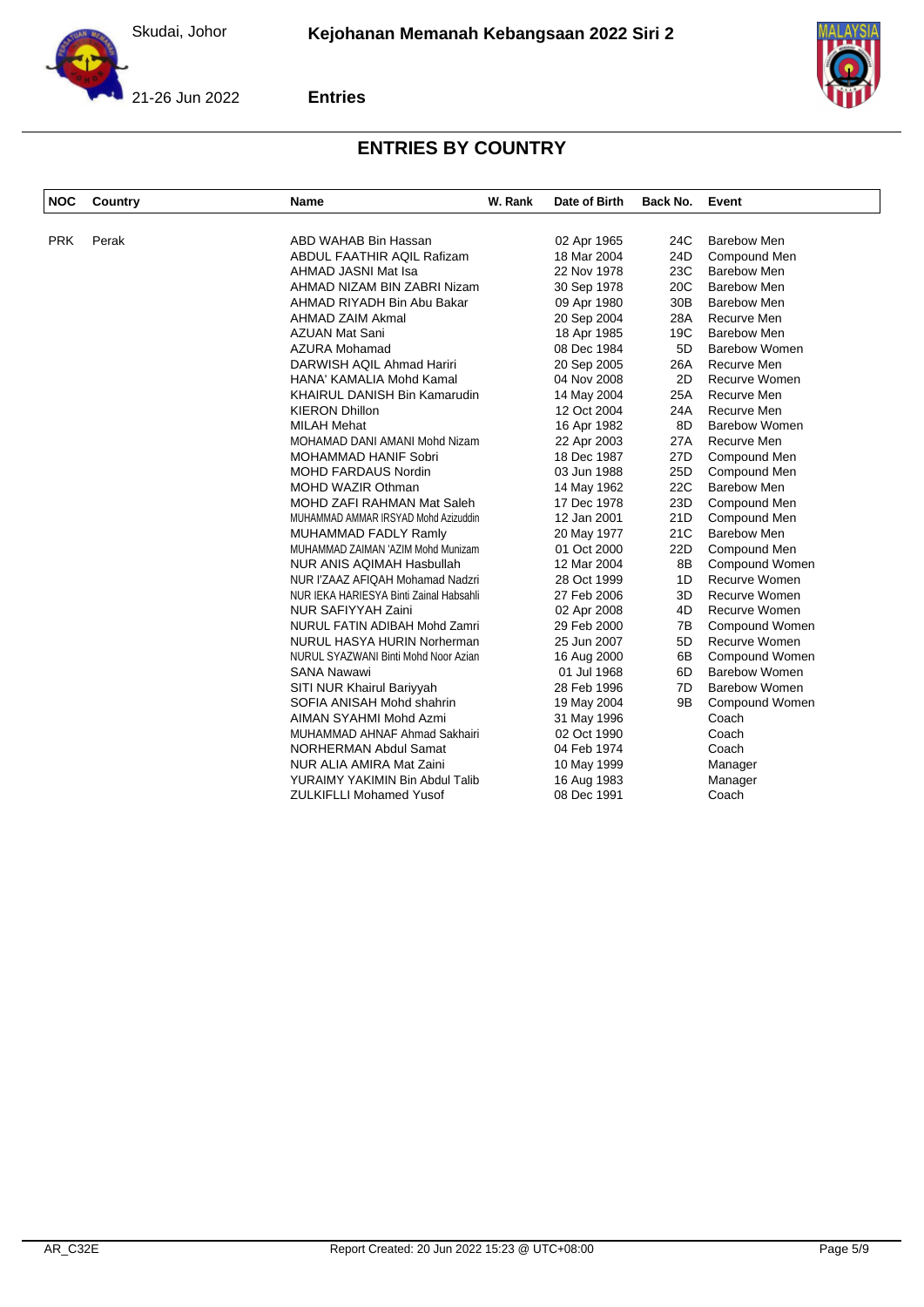# ENTRIES BY COUNTRY

| NOC | Country | Name | W. Rank | Date of Birth | Back No. | Event |
|---|---|---|---|---|---|---|
| PRK | Perak | ABD WAHAB Bin Hassan | | 02 Apr 1965 | 24C | Barebow Men |
| | | ABDUL FAATHIR AQIL Rafizam | | 18 Mar 2004 | 24D | Compound Men |
| | | AHMAD JASNI Mat Isa | | 22 Nov 1978 | 23C | Barebow Men |
| | | AHMAD NIZAM BIN ZABRI Nizam | | 30 Sep 1978 | 20C | Barebow Men |
| | | AHMAD RIYADH Bin Abu Bakar | | 09 Apr 1980 | 30B | Barebow Men |
| | | AHMAD ZAIM Akmal | | 20 Sep 2004 | 28A | Recurve Men |
| | | AZUAN Mat Sani | | 18 Apr 1985 | 19C | Barebow Men |
| | | AZURA Mohamad | | 08 Dec 1984 | 5D | Barebow Women |
| | | DARWISH AQIL Ahmad Hariri | | 20 Sep 2005 | 26A | Recurve Men |
| | | HANA' KAMALIA Mohd Kamal | | 04 Nov 2008 | 2D | Recurve Women |
| | | KHAIRUL DANISH Bin Kamarudin | | 14 May 2004 | 25A | Recurve Men |
| | | KIERON Dhillon | | 12 Oct 2004 | 24A | Recurve Men |
| | | MILAH Mehat | | 16 Apr 1982 | 8D | Barebow Women |
| | | MOHAMAD DANI AMANI Mohd Nizam | | 22 Apr 2003 | 27A | Recurve Men |
| | | MOHAMMAD HANIF Sobri | | 18 Dec 1987 | 27D | Compound Men |
| | | MOHD FARDAUS Nordin | | 03 Jun 1988 | 25D | Compound Men |
| | | MOHD WAZIR Othman | | 14 May 1962 | 22C | Barebow Men |
| | | MOHD ZAFI RAHMAN Mat Saleh | | 17 Dec 1978 | 23D | Compound Men |
| | | MUHAMMAD AMMAR IRSYAD Mohd Azizuddin | | 12 Jan 2001 | 21D | Compound Men |
| | | MUHAMMAD FADLY Ramly | | 20 May 1977 | 21C | Barebow Men |
| | | MUHAMMAD ZAIMAN 'AZIM Mohd Munizam | | 01 Oct 2000 | 22D | Compound Men |
| | | NUR ANIS AQIMAH Hasbullah | | 12 Mar 2004 | 8B | Compound Women |
| | | NUR I'ZAAZ AFIQAH Mohamad Nadzri | | 28 Oct 1999 | 1D | Recurve Women |
| | | NUR IEKA HARIESYA Binti Zainal Habsahli | | 27 Feb 2006 | 3D | Recurve Women |
| | | NUR SAFIYYAH Zaini | | 02 Apr 2008 | 4D | Recurve Women |
| | | NURUL FATIN ADIBAH Mohd Zamri | | 29 Feb 2000 | 7B | Compound Women |
| | | NURUL HASYA HURIN Norherman | | 25 Jun 2007 | 5D | Recurve Women |
| | | NURUL SYAZWANI Binti Mohd Noor Azian | | 16 Aug 2000 | 6B | Compound Women |
| | | SANA Nawawi | | 01 Jul 1968 | 6D | Barebow Women |
| | | SITI NUR Khairul Bariyyah | | 28 Feb 1996 | 7D | Barebow Women |
| | | SOFIA ANISAH Mohd shahrin | | 19 May 2004 | 9B | Compound Women |
| | | AIMAN SYAHMI Mohd Azmi | | 31 May 1996 | | Coach |
| | | MUHAMMAD AHNAF Ahmad Sakhairi | | 02 Oct 1990 | | Coach |
| | | NORHERMAN Abdul Samat | | 04 Feb 1974 | | Coach |
| | | NUR ALIA AMIRA Mat Zaini | | 10 May 1999 | | Manager |
| | | YURAIMY YAKIMIN Bin Abdul Talib | | 16 Aug 1983 | | Manager |
| | | ZULKIFLLI Mohamed Yusof | | 08 Dec 1991 | | Coach |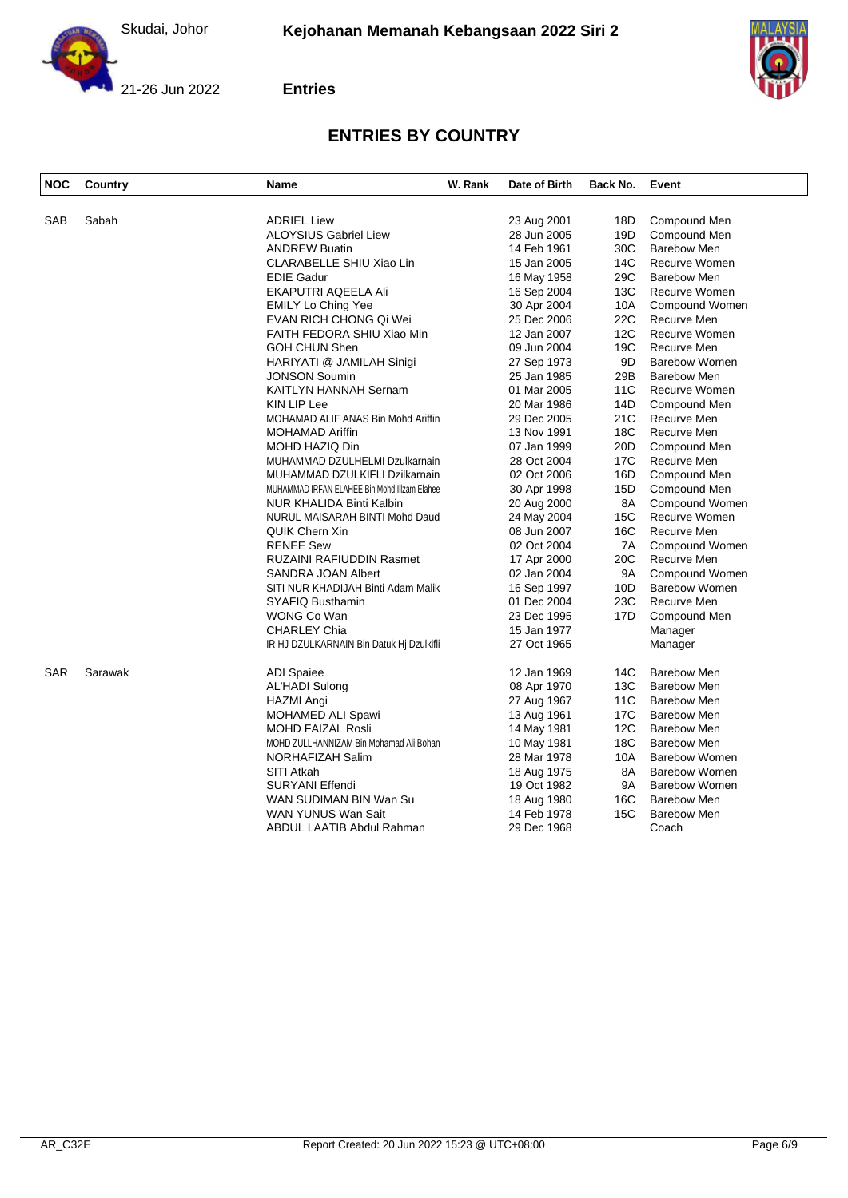Skudai, Johor

**Kejohanan Memanah Kebangsaan 2022 Siri 2**

21-26 Jun 2022

**Entries**

## ENTRIES BY COUNTRY

| NOC | Country | Name | W. Rank | Date of Birth | Back No. | Event |
|---|---|---|---|---|---|---|
| SAB | Sabah | ADRIEL Liew | | 23 Aug 2001 | 18D | Compound Men |
| | | ALOYSIUS Gabriel Liew | | 28 Jun 2005 | 19D | Compound Men |
| | | ANDREW Buatin | | 14 Feb 1961 | 30C | Barebow Men |
| | | CLARABELLE SHIU Xiao Lin | | 15 Jan 2005 | 14C | Recurve Women |
| | | EDIE Gadur | | 16 May 1958 | 29C | Barebow Men |
| | | EKAPUTRI AQEELA Ali | | 16 Sep 2004 | 13C | Recurve Women |
| | | EMILY Lo Ching Yee | | 30 Apr 2004 | 10A | Compound Women |
| | | EVAN RICH CHONG Qi Wei | | 25 Dec 2006 | 22C | Recurve Men |
| | | FAITH FEDORA SHIU Xiao Min | | 12 Jan 2007 | 12C | Recurve Women |
| | | GOH CHUN Shen | | 09 Jun 2004 | 19C | Recurve Men |
| | | HARIYATI @ JAMILAH Sinigi | | 27 Sep 1973 | 9D | Barebow Women |
| | | JONSON Soumin | | 25 Jan 1985 | 29B | Barebow Men |
| | | KAITLYN HANNAH Sernam | | 01 Mar 2005 | 11C | Recurve Women |
| | | KIN LIP Lee | | 20 Mar 1986 | 14D | Compound Men |
| | | MOHAMAD ALIF ANAS Bin Mohd Ariffin | | 29 Dec 2005 | 21C | Recurve Men |
| | | MOHAMAD Ariffin | | 13 Nov 1991 | 18C | Recurve Men |
| | | MOHD HAZIQ Din | | 07 Jan 1999 | 20D | Compound Men |
| | | MUHAMMAD DZULHELMI Dzulkarnain | | 28 Oct 2004 | 17C | Recurve Men |
| | | MUHAMMAD DZULKIFLI Dzilkarnain | | 02 Oct 2006 | 16D | Compound Men |
| | | MUHAMMAD IRFAN ELAHEE Bin Mohd Illzam Elahee | | 30 Apr 1998 | 15D | Compound Men |
| | | NUR KHALIDA Binti Kalbin | | 20 Aug 2000 | 8A | Compound Women |
| | | NURUL MAISARAH BINTI Mohd Daud | | 24 May 2004 | 15C | Recurve Women |
| | | QUIK Chern Xin | | 08 Jun 2007 | 16C | Recurve Men |
| | | RENEE Sew | | 02 Oct 2004 | 7A | Compound Women |
| | | RUZAINI RAFIUDDIN Rasmet | | 17 Apr 2000 | 20C | Recurve Men |
| | | SANDRA JOAN Albert | | 02 Jan 2004 | 9A | Compound Women |
| | | SITI NUR KHADIJAH Binti Adam Malik | | 16 Sep 1997 | 10D | Barebow Women |
| | | SYAFIQ Busthamin | | 01 Dec 2004 | 23C | Recurve Men |
| | | WONG Co Wan | | 23 Dec 1995 | 17D | Compound Men |
| | | CHARLEY Chia | | 15 Jan 1977 | | Manager |
| | | IR HJ DZULKARNAIN Bin Datuk Hj Dzulkifli | | 27 Oct 1965 | | Manager |
| SAR | Sarawak | ADI Spaiee | | 12 Jan 1969 | 14C | Barebow Men |
| | | AL'HADI Sulong | | 08 Apr 1970 | 13C | Barebow Men |
| | | HAZMI Angi | | 27 Aug 1967 | 11C | Barebow Men |
| | | MOHAMED ALI Spawi | | 13 Aug 1961 | 17C | Barebow Men |
| | | MOHD FAIZAL Rosli | | 14 May 1981 | 12C | Barebow Men |
| | | MOHD ZULLHANNIZAM Bin Mohamad Ali Bohan | | 10 May 1981 | 18C | Barebow Men |
| | | NORHAFIZAH Salim | | 28 Mar 1978 | 10A | Barebow Women |
| | | SITI Atkah | | 18 Aug 1975 | 8A | Barebow Women |
| | | SURYANI Effendi | | 19 Oct 1982 | 9A | Barebow Women |
| | | WAN SUDIMAN BIN Wan Su | | 18 Aug 1980 | 16C | Barebow Men |
| | | WAN YUNUS Wan Sait | | 14 Feb 1978 | 15C | Barebow Men |
| | | ABDUL LAATIB Abdul Rahman | | 29 Dec 1968 | | Coach |

AR_C32E — Report Created: 20 Jun 2022 15:23 @ UTC+08:00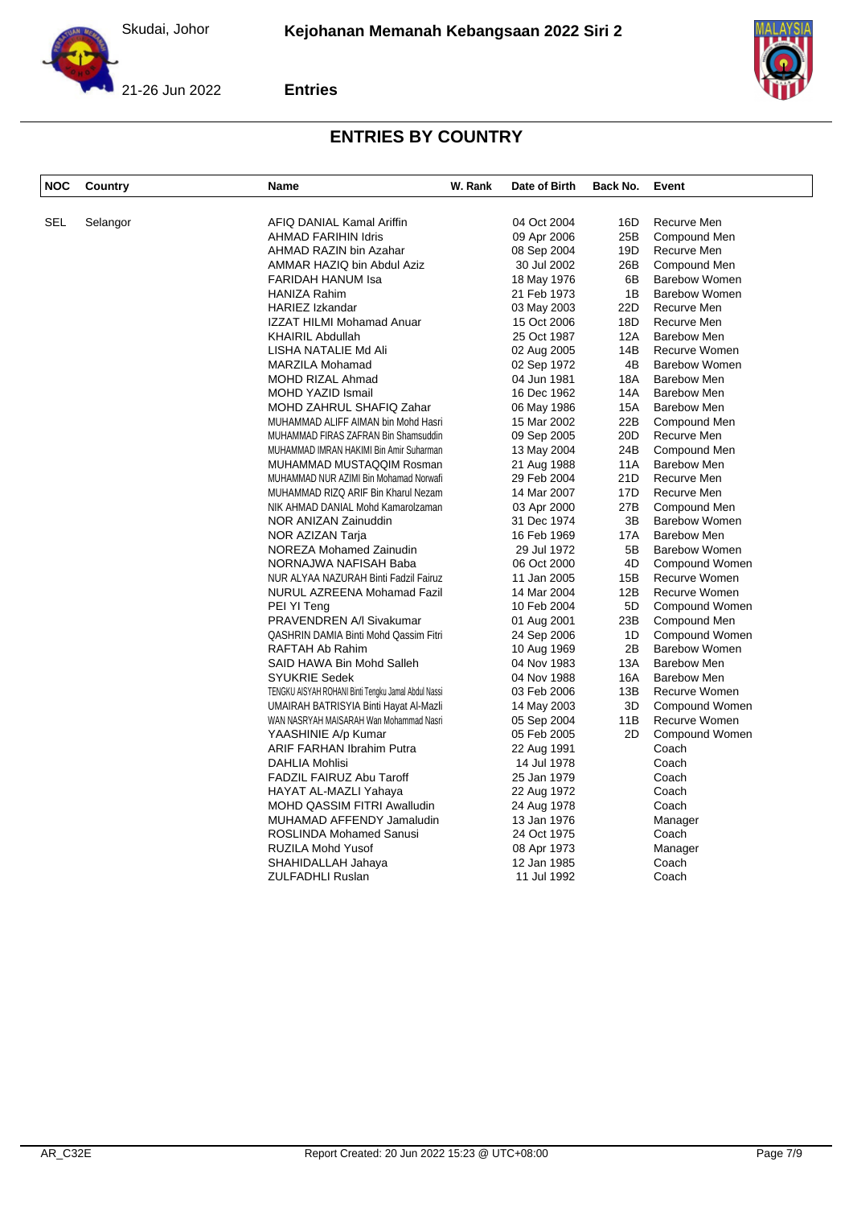# ENTRIES BY COUNTRY

| NOC | Country | Name | W. Rank | Date of Birth | Back No. | Event |
|---|---|---|---|---|---|---|
| SEL | Selangor | AFIQ DANIAL Kamal Ariffin | | 04 Oct 2004 | 16D | Recurve Men |
| | | AHMAD FARIHIN Idris | | 09 Apr 2006 | 25B | Compound Men |
| | | AHMAD RAZIN bin Azahar | | 08 Sep 2004 | 19D | Recurve Men |
| | | AMMAR HAZIQ bin Abdul Aziz | | 30 Jul 2002 | 26B | Compound Men |
| | | FARIDAH HANUM Isa | | 18 May 1976 | 6B | Barebow Women |
| | | HANIZA Rahim | | 21 Feb 1973 | 1B | Barebow Women |
| | | HARIEZ Izkandar | | 03 May 2003 | 22D | Recurve Men |
| | | IZZAT HILMI Mohamad Anuar | | 15 Oct 2006 | 18D | Recurve Men |
| | | KHAIRIL Abdullah | | 25 Oct 1987 | 12A | Barebow Men |
| | | LISHA NATALIE Md Ali | | 02 Aug 2005 | 14B | Recurve Women |
| | | MARZILA Mohamad | | 02 Sep 1972 | 4B | Barebow Women |
| | | MOHD RIZAL Ahmad | | 04 Jun 1981 | 18A | Barebow Men |
| | | MOHD YAZID Ismail | | 16 Dec 1962 | 14A | Barebow Men |
| | | MOHD ZAHRUL SHAFIQ Zahar | | 06 May 1986 | 15A | Barebow Men |
| | | MUHAMMAD ALIFF AIMAN bin Mohd Hasri | | 15 Mar 2002 | 22B | Compound Men |
| | | MUHAMMAD FIRAS ZAFRAN Bin Shamsuddin | | 09 Sep 2005 | 20D | Recurve Men |
| | | MUHAMMAD IMRAN HAKIMI Bin Amir Suharman | | 13 May 2004 | 24B | Compound Men |
| | | MUHAMMAD MUSTAQQIM Rosman | | 21 Aug 1988 | 11A | Barebow Men |
| | | MUHAMMAD NUR AZIMI Bin Mohamad Norwafi | | 29 Feb 2004 | 21D | Recurve Men |
| | | MUHAMMAD RIZQ ARIF Bin Kharul Nezam | | 14 Mar 2007 | 17D | Recurve Men |
| | | NIK AHMAD DANIAL Mohd Kamarolzaman | | 03 Apr 2000 | 27B | Compound Men |
| | | NOR ANIZAN Zainuddin | | 31 Dec 1974 | 3B | Barebow Women |
| | | NOR AZIZAN Tarja | | 16 Feb 1969 | 17A | Barebow Men |
| | | NOREZA Mohamed Zainudin | | 29 Jul 1972 | 5B | Barebow Women |
| | | NORNAJWA NAFISAH Baba | | 06 Oct 2000 | 4D | Compound Women |
| | | NUR ALYAA NAZURAH Binti Fadzil Fairuz | | 11 Jan 2005 | 15B | Recurve Women |
| | | NURUL AZREENA Mohamad Fazil | | 14 Mar 2004 | 12B | Recurve Women |
| | | PEI YI Teng | | 10 Feb 2004 | 5D | Compound Women |
| | | PRAVENDREN A/l Sivakumar | | 01 Aug 2001 | 23B | Compound Men |
| | | QASHRIN DAMIA Binti Mohd Qassim Fitri | | 24 Sep 2006 | 1D | Compound Women |
| | | RAFTAH Ab Rahim | | 10 Aug 1969 | 2B | Barebow Women |
| | | SAID HAWA Bin Mohd Salleh | | 04 Nov 1983 | 13A | Barebow Men |
| | | SYUKRIE Sedek | | 04 Nov 1988 | 16A | Barebow Men |
| | | TENGKU AISYAH ROHANI Binti Tengku Jamal Abdul Nassi | | 03 Feb 2006 | 13B | Recurve Women |
| | | UMAIRAH BATRISYIA Binti Hayat Al-Mazli | | 14 May 2003 | 3D | Compound Women |
| | | WAN NASRYAH MAISARAH Wan Mohammad Nasri | | 05 Sep 2004 | 11B | Recurve Women |
| | | YAASHINIE A/p Kumar | | 05 Feb 2005 | 2D | Compound Women |
| | | ARIF FARHAN Ibrahim Putra | | 22 Aug 1991 | | Coach |
| | | DAHLIA Mohlisi | | 14 Jul 1978 | | Coach |
| | | FADZIL FAIRUZ Abu Taroff | | 25 Jan 1979 | | Coach |
| | | HAYAT AL-MAZLI Yahaya | | 22 Aug 1972 | | Coach |
| | | MOHD QASSIM FITRI Awalludin | | 24 Aug 1978 | | Coach |
| | | MUHAMAD AFFENDY Jamaludin | | 13 Jan 1976 | | Manager |
| | | ROSLINDA Mohamed Sanusi | | 24 Oct 1975 | | Coach |
| | | RUZILA Mohd Yusof | | 08 Apr 1973 | | Manager |
| | | SHAHIDALLAH Jahaya | | 12 Jan 1985 | | Coach |
| | | ZULFADHLI Ruslan | | 11 Jul 1992 | | Coach |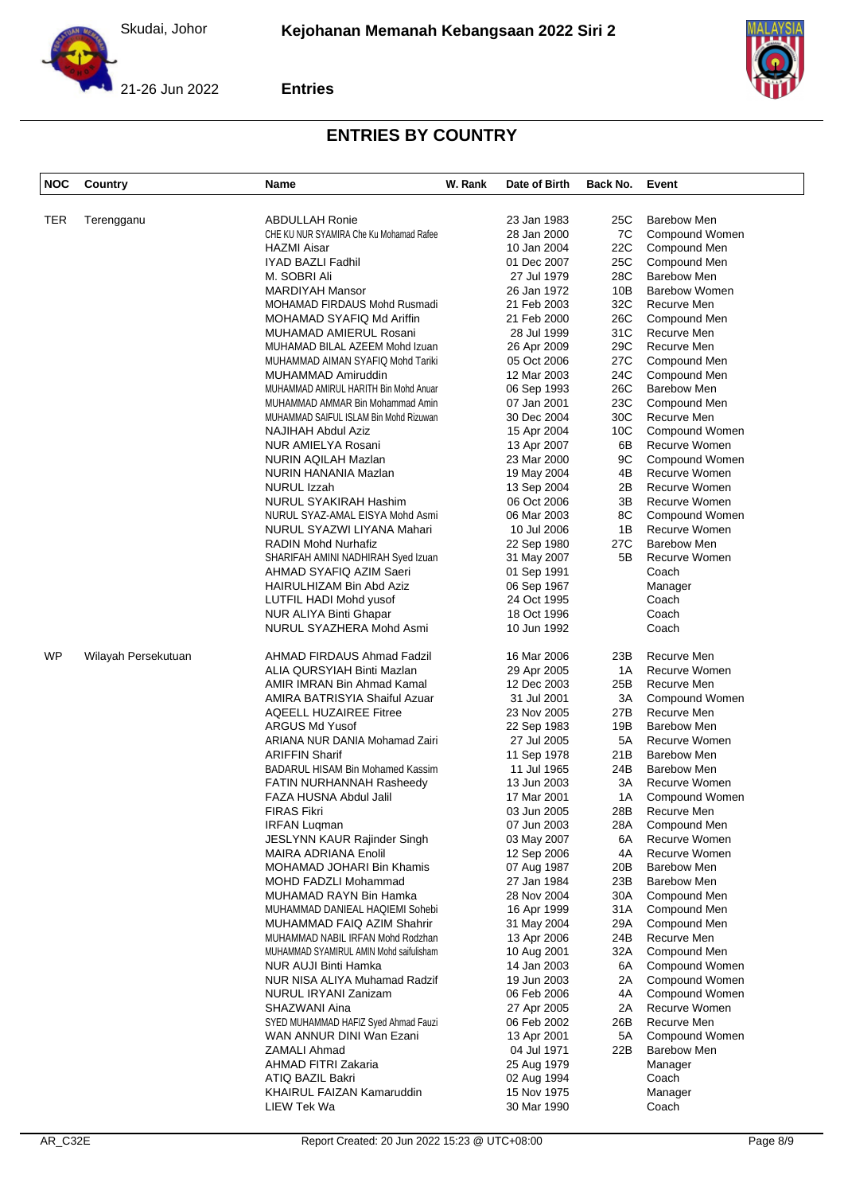# ENTRIES BY COUNTRY

Kejohanan Memanah Kebangsaan 2022 Siri 2

Skudai, Johor — 21-26 Jun 2022

**Entries**

| NOC | Country | Name | W. Rank | Date of Birth | Back No. | Event |
|---|---|---|---|---|---|---|
| TER | Terengganu | ABDULLAH Ronie | | 23 Jan 1983 | 25C | Barebow Men |
| | | CHE KU NUR SYAMIRA Che Ku Mohamad Rafee | | 28 Jan 2000 | 7C | Compound Women |
| | | HAZMI Aisar | | 10 Jan 2004 | 22C | Compound Men |
| | | IYAD BAZLI Fadhil | | 01 Dec 2007 | 25C | Compound Men |
| | | M. SOBRI Ali | | 27 Jul 1979 | 28C | Barebow Men |
| | | MARDIYAH Mansor | | 26 Jan 1972 | 10B | Barebow Women |
| | | MOHAMAD FIRDAUS Mohd Rusmadi | | 21 Feb 2003 | 32C | Recurve Men |
| | | MOHAMAD SYAFIQ Md Ariffin | | 21 Feb 2000 | 26C | Compound Men |
| | | MUHAMAD AMIERUL Rosani | | 28 Jul 1999 | 31C | Recurve Men |
| | | MUHAMAD BILAL AZEEM Mohd Izuan | | 26 Apr 2009 | 29C | Recurve Men |
| | | MUHAMMAD AIMAN SYAFIQ Mohd Tariki | | 05 Oct 2006 | 27C | Compound Men |
| | | MUHAMMAD Amiruddin | | 12 Mar 2003 | 24C | Compound Men |
| | | MUHAMMAD AMIRUL HARITH Bin Mohd Anuar | | 06 Sep 1993 | 26C | Barebow Men |
| | | MUHAMMAD AMMAR Bin Mohammad Amin | | 07 Jan 2001 | 23C | Compound Men |
| | | MUHAMMAD SAIFUL ISLAM Bin Mohd Rizuwan | | 30 Dec 2004 | 30C | Recurve Men |
| | | NAJIHAH Abdul Aziz | | 15 Apr 2004 | 10C | Compound Women |
| | | NUR AMIELYA Rosani | | 13 Apr 2007 | 6B | Recurve Women |
| | | NURIN AQILAH Mazlan | | 23 Mar 2000 | 9C | Compound Women |
| | | NURIN HANANIA Mazlan | | 19 May 2004 | 4B | Recurve Women |
| | | NURUL Izzah | | 13 Sep 2004 | 2B | Recurve Women |
| | | NURUL SYAKIRAH Hashim | | 06 Oct 2006 | 3B | Recurve Women |
| | | NURUL SYAZ-AMAL EISYA Mohd Asmi | | 06 Mar 2003 | 8C | Compound Women |
| | | NURUL SYAZWI LIYANA Mahari | | 10 Jul 2006 | 1B | Recurve Women |
| | | RADIN Mohd Nurhafiz | | 22 Sep 1980 | 27C | Barebow Men |
| | | SHARIFAH AMINI NADHIRAH Syed Izuan | | 31 May 2007 | 5B | Recurve Women |
| | | AHMAD SYAFIQ AZIM Saeri | | 01 Sep 1991 | | Coach |
| | | HAIRULHIZAM Bin Abd Aziz | | 06 Sep 1967 | | Manager |
| | | LUTFIL HADI Mohd yusof | | 24 Oct 1995 | | Coach |
| | | NUR ALIYA Binti Ghapar | | 18 Oct 1996 | | Coach |
| | | NURUL SYAZHERA Mohd Asmi | | 10 Jun 1992 | | Coach |
| WP | Wilayah Persekutuan | AHMAD FIRDAUS Ahmad Fadzil | | 16 Mar 2006 | 23B | Recurve Men |
| | | ALIA QURSYIAH Binti Mazlan | | 29 Apr 2005 | 1A | Recurve Women |
| | | AMIR IMRAN Bin Ahmad Kamal | | 12 Dec 2003 | 25B | Recurve Men |
| | | AMIRA BATRISYIA Shaiful Azuar | | 31 Jul 2001 | 3A | Compound Women |
| | | AQEELL HUZAIREE Fitree | | 23 Nov 2005 | 27B | Recurve Men |
| | | ARGUS Md Yusof | | 22 Sep 1983 | 19B | Barebow Men |
| | | ARIANA NUR DANIA Mohamad Zairi | | 27 Jul 2005 | 5A | Recurve Women |
| | | ARIFFIN Sharif | | 11 Sep 1978 | 21B | Barebow Men |
| | | BADARUL HISAM Bin Mohamed Kassim | | 11 Jul 1965 | 24B | Barebow Men |
| | | FATIN NURHANNAH Rasheedy | | 13 Jun 2003 | 3A | Recurve Women |
| | | FAZA HUSNA Abdul Jalil | | 17 Mar 2001 | 1A | Compound Women |
| | | FIRAS Fikri | | 03 Jun 2005 | 28B | Recurve Men |
| | | IRFAN Luqman | | 07 Jun 2003 | 28A | Compound Men |
| | | JESLYNN KAUR Rajinder Singh | | 03 May 2007 | 6A | Recurve Women |
| | | MAIRA ADRIANA Enolil | | 12 Sep 2006 | 4A | Recurve Women |
| | | MOHAMAD JOHARI Bin Khamis | | 07 Aug 1987 | 20B | Barebow Men |
| | | MOHD FADZLI Mohammad | | 27 Jan 1984 | 23B | Barebow Men |
| | | MUHAMAD RAYN Bin Hamka | | 28 Nov 2004 | 30A | Compound Men |
| | | MUHAMMAD DANIEAL HAQIEMI Sohebi | | 16 Apr 1999 | 31A | Compound Men |
| | | MUHAMMAD FAIQ AZIM Shahrir | | 31 May 2004 | 29A | Compound Men |
| | | MUHAMMAD NABIL IRFAN Mohd Rodzhan | | 13 Apr 2006 | 24B | Recurve Men |
| | | MUHAMMAD SYAMIRUL AMIN Mohd saifulisham | | 10 Aug 2001 | 32A | Compound Men |
| | | NUR AUJI Binti Hamka | | 14 Jan 2003 | 6A | Compound Women |
| | | NUR NISA ALIYA Muhamad Radzif | | 19 Jun 2003 | 2A | Compound Women |
| | | NURUL IRYANI Zanizam | | 06 Feb 2006 | 4A | Compound Women |
| | | SHAZWANI Aina | | 27 Apr 2005 | 2A | Recurve Women |
| | | SYED MUHAMMAD HAFIZ Syed Ahmad Fauzi | | 06 Feb 2002 | 26B | Recurve Men |
| | | WAN ANNUR DINI Wan Ezani | | 13 Apr 2001 | 5A | Compound Women |
| | | ZAMALI Ahmad | | 04 Jul 1971 | 22B | Barebow Men |
| | | AHMAD FITRI Zakaria | | 25 Aug 1979 | | Manager |
| | | ATIQ BAZIL Bakri | | 02 Aug 1994 | | Coach |
| | | KHAIRUL FAIZAN Kamaruddin | | 15 Nov 1975 | | Manager |
| | | LIEW Tek Wa | | 30 Mar 1990 | | Coach |

AR_C32E — Report Created: 20 Jun 2022 15:23 @ UTC+08:00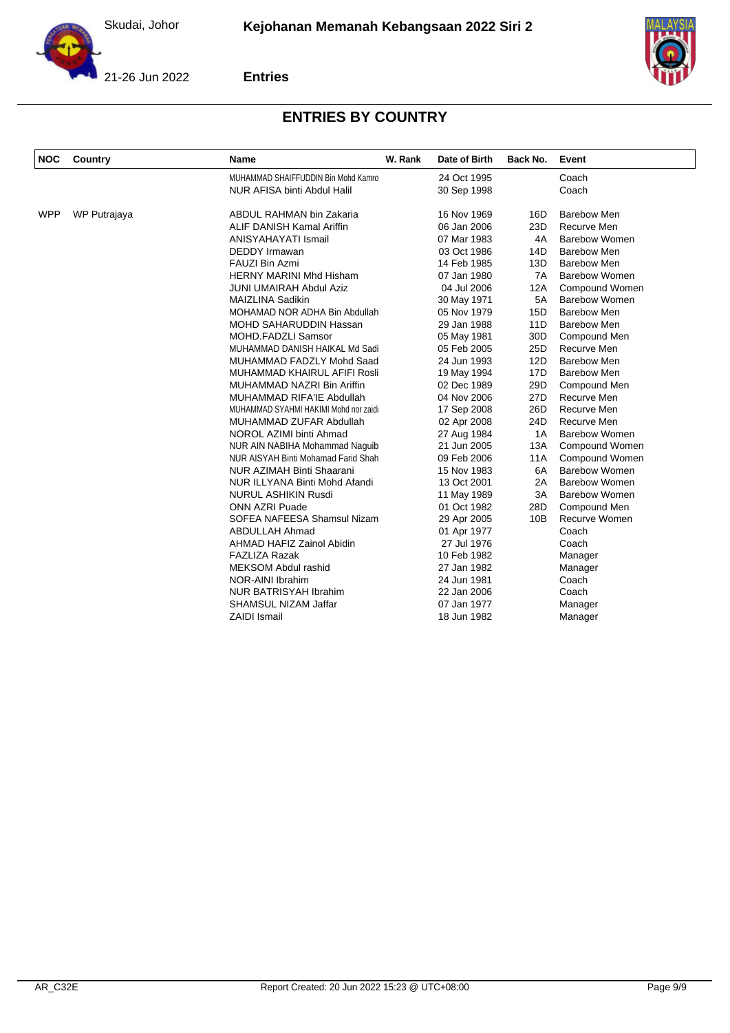## ENTRIES BY COUNTRY

| NOC | Country | Name | W. Rank | Date of Birth | Back No. | Event |
|---|---|---|---|---|---|---|
| | | MUHAMMAD SHAIFFUDDIN Bin Mohd Kamro | | 24 Oct 1995 | | Coach |
| | | NUR AFISA binti Abdul Halil | | 30 Sep 1998 | | Coach |
| WPP | WP Putrajaya | ABDUL RAHMAN bin Zakaria | | 16 Nov 1969 | 16D | Barebow Men |
| | | ALIF DANISH Kamal Ariffin | | 06 Jan 2006 | 23D | Recurve Men |
| | | ANISYAHAYATI Ismail | | 07 Mar 1983 | 4A | Barebow Women |
| | | DEDDY Irmawan | | 03 Oct 1986 | 14D | Barebow Men |
| | | FAUZI Bin Azmi | | 14 Feb 1985 | 13D | Barebow Men |
| | | HERNY MARINI Mhd Hisham | | 07 Jan 1980 | 7A | Barebow Women |
| | | JUNI UMAIRAH Abdul Aziz | | 04 Jul 2006 | 12A | Compound Women |
| | | MAIZLINA Sadikin | | 30 May 1971 | 5A | Barebow Women |
| | | MOHAMAD NOR ADHA Bin Abdullah | | 05 Nov 1979 | 15D | Barebow Men |
| | | MOHD SAHARUDDIN Hassan | | 29 Jan 1988 | 11D | Barebow Men |
| | | MOHD.FADZLI Samsor | | 05 May 1981 | 30D | Compound Men |
| | | MUHAMMAD DANISH HAIKAL Md Sadi | | 05 Feb 2005 | 25D | Recurve Men |
| | | MUHAMMAD FADZLY Mohd Saad | | 24 Jun 1993 | 12D | Barebow Men |
| | | MUHAMMAD KHAIRUL AFIFI Rosli | | 19 May 1994 | 17D | Barebow Men |
| | | MUHAMMAD NAZRI Bin Ariffin | | 02 Dec 1989 | 29D | Compound Men |
| | | MUHAMMAD RIFA'IE Abdullah | | 04 Nov 2006 | 27D | Recurve Men |
| | | MUHAMMAD SYAHMI HAKIMI Mohd nor zaidi | | 17 Sep 2008 | 26D | Recurve Men |
| | | MUHAMMAD ZUFAR Abdullah | | 02 Apr 2008 | 24D | Recurve Men |
| | | NOROL AZIMI binti Ahmad | | 27 Aug 1984 | 1A | Barebow Women |
| | | NUR AIN NABIHA Mohammad Naguib | | 21 Jun 2005 | 13A | Compound Women |
| | | NUR AISYAH Binti Mohamad Farid Shah | | 09 Feb 2006 | 11A | Compound Women |
| | | NUR AZIMAH Binti Shaarani | | 15 Nov 1983 | 6A | Barebow Women |
| | | NUR ILLYANA Binti Mohd Afandi | | 13 Oct 2001 | 2A | Barebow Women |
| | | NURUL ASHIKIN Rusdi | | 11 May 1989 | 3A | Barebow Women |
| | | ONN AZRI Puade | | 01 Oct 1982 | 28D | Compound Men |
| | | SOFEA NAFEESA Shamsul Nizam | | 29 Apr 2005 | 10B | Recurve Women |
| | | ABDULLAH Ahmad | | 01 Apr 1977 | | Coach |
| | | AHMAD HAFIZ Zainol Abidin | | 27 Jul 1976 | | Coach |
| | | FAZLIZA Razak | | 10 Feb 1982 | | Manager |
| | | MEKSOM Abdul rashid | | 27 Jan 1982 | | Manager |
| | | NOR-AINI Ibrahim | | 24 Jun 1981 | | Coach |
| | | NUR BATRISYAH Ibrahim | | 22 Jan 2006 | | Coach |
| | | SHAMSUL NIZAM Jaffar | | 07 Jan 1977 | | Manager |
| | | ZAIDI Ismail | | 18 Jun 1982 | | Manager |